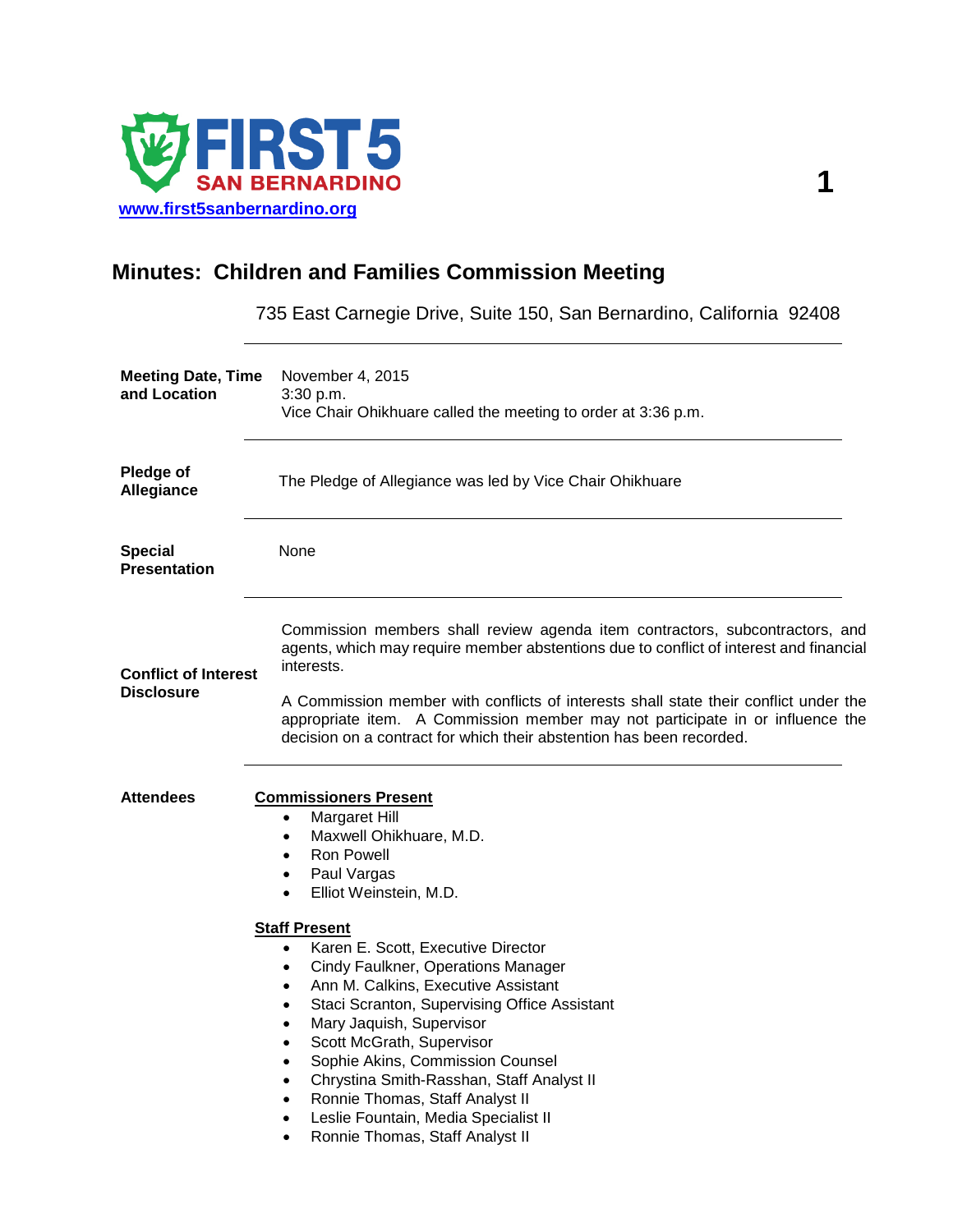FIRST 5 SAN BERNARDINO

www.first5sanbernardino.org

# Minutes: Children and Families Commission Meeting

735 East Carnegie Drive, Suite 150, San Bernardino, California 92408

**Meeting Date, Time and Location**

November 4, 2015
3:30 p.m.
Vice Chair Ohikhuare called the meeting to order at 3:36 p.m.

**Pledge of Allegiance**

The Pledge of Allegiance was led by Vice Chair Ohikhuare

**Special Presentation**

None

**Conflict of Interest Disclosure**

Commission members shall review agenda item contractors, subcontractors, and agents, which may require member abstentions due to conflict of interest and financial interests.

A Commission member with conflicts of interests shall state their conflict under the appropriate item. A Commission member may not participate in or influence the decision on a contract for which their abstention has been recorded.

**Attendees**

**Commissioners Present**

- Margaret Hill
- Maxwell Ohikhuare, M.D.
- Ron Powell
- Paul Vargas
- Elliot Weinstein, M.D.

**Staff Present**

- Karen E. Scott, Executive Director
- Cindy Faulkner, Operations Manager
- Ann M. Calkins, Executive Assistant
- Staci Scranton, Supervising Office Assistant
- Mary Jaquish, Supervisor
- Scott McGrath, Supervisor
- Sophie Akins, Commission Counsel
- Chrystina Smith-Rasshan, Staff Analyst II
- Ronnie Thomas, Staff Analyst II
- Leslie Fountain, Media Specialist II
- Ronnie Thomas, Staff Analyst II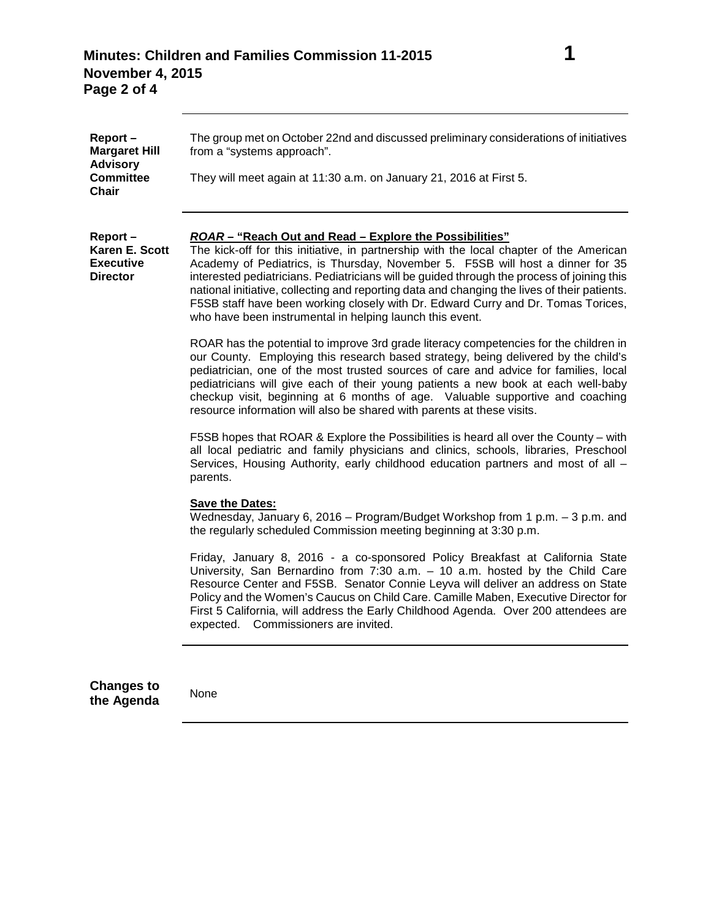**Report – Margaret Hill Advisory Committee Chair**

The group met on October 22nd and discussed preliminary considerations of initiatives from a "systems approach".

They will meet again at 11:30 a.m. on January 21, 2016 at First 5.

---

**Report – Karen E. Scott Executive Director**

***ROAR* – "Reach Out and Read – Explore the Possibilities"**

The kick-off for this initiative, in partnership with the local chapter of the American Academy of Pediatrics, is Thursday, November 5. F5SB will host a dinner for 35 interested pediatricians. Pediatricians will be guided through the process of joining this national initiative, collecting and reporting data and changing the lives of their patients. F5SB staff have been working closely with Dr. Edward Curry and Dr. Tomas Torices, who have been instrumental in helping launch this event.

ROAR has the potential to improve 3rd grade literacy competencies for the children in our County. Employing this research based strategy, being delivered by the child's pediatrician, one of the most trusted sources of care and advice for families, local pediatricians will give each of their young patients a new book at each well-baby checkup visit, beginning at 6 months of age. Valuable supportive and coaching resource information will also be shared with parents at these visits.

F5SB hopes that ROAR & Explore the Possibilities is heard all over the County – with all local pediatric and family physicians and clinics, schools, libraries, Preschool Services, Housing Authority, early childhood education partners and most of all – parents.

**Save the Dates:**

Wednesday, January 6, 2016 – Program/Budget Workshop from 1 p.m. – 3 p.m. and the regularly scheduled Commission meeting beginning at 3:30 p.m.

Friday, January 8, 2016 - a co-sponsored Policy Breakfast at California State University, San Bernardino from 7:30 a.m. – 10 a.m. hosted by the Child Care Resource Center and F5SB. Senator Connie Leyva will deliver an address on State Policy and the Women's Caucus on Child Care. Camille Maben, Executive Director for First 5 California, will address the Early Childhood Agenda. Over 200 attendees are expected. Commissioners are invited.

---

**Changes to the Agenda**

None

---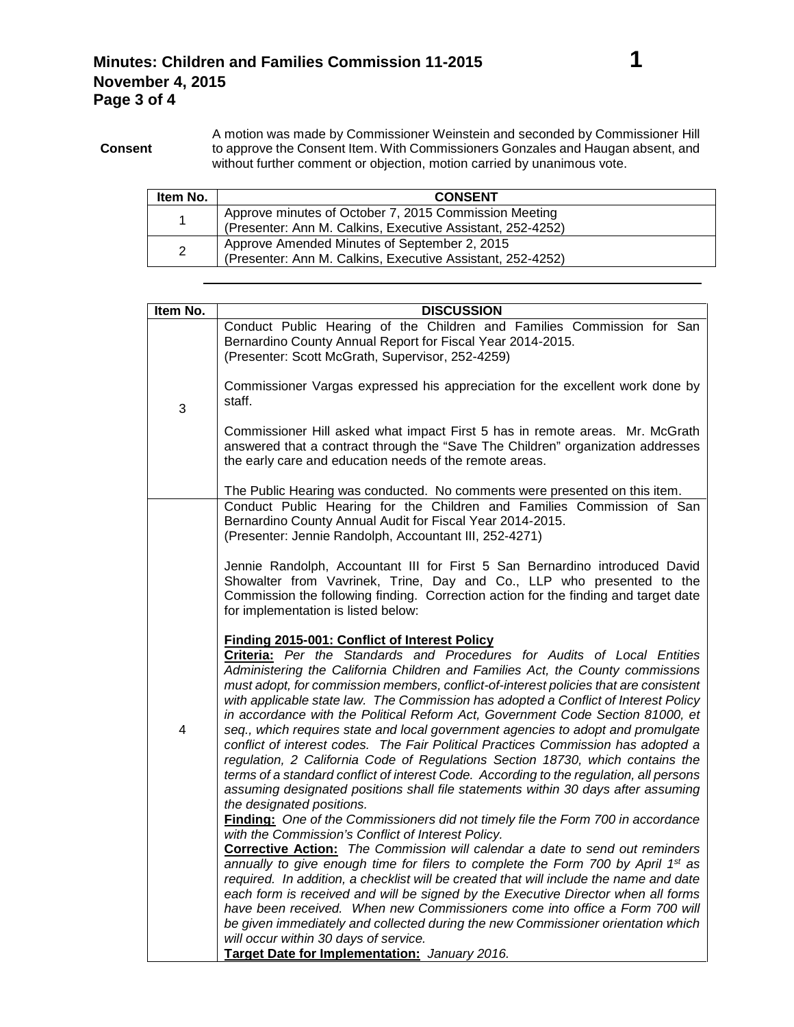**Consent**

A motion was made by Commissioner Weinstein and seconded by Commissioner Hill to approve the Consent Item. With Commissioners Gonzales and Haugan absent, and without further comment or objection, motion carried by unanimous vote.

| Item No. | CONSENT |
|---|---|
| 1 | Approve minutes of October 7, 2015 Commission Meeting<br>(Presenter: Ann M. Calkins, Executive Assistant, 252-4252) |
| 2 | Approve Amended Minutes of September 2, 2015<br>(Presenter: Ann M. Calkins, Executive Assistant, 252-4252) |

| Item No. | DISCUSSION |
|---|---|
| 3 | Conduct Public Hearing of the Children and Families Commission for San Bernardino County Annual Report for Fiscal Year 2014-2015.<br>(Presenter: Scott McGrath, Supervisor, 252-4259)<br><br>Commissioner Vargas expressed his appreciation for the excellent work done by staff.<br><br>Commissioner Hill asked what impact First 5 has in remote areas. Mr. McGrath answered that a contract through the "Save The Children" organization addresses the early care and education needs of the remote areas.<br><br>The Public Hearing was conducted. No comments were presented on this item. |
| 4 | Conduct Public Hearing for the Children and Families Commission of San Bernardino County Annual Audit for Fiscal Year 2014-2015.<br>(Presenter: Jennie Randolph, Accountant III, 252-4271)<br><br>Jennie Randolph, Accountant III for First 5 San Bernardino introduced David Showalter from Vavrinek, Trine, Day and Co., LLP who presented to the Commission the following finding. Correction action for the finding and target date for implementation is listed below:<br><br>**Finding 2015-001: Conflict of Interest Policy**<br>**Criteria:** *Per the Standards and Procedures for Audits of Local Entities Administering the California Children and Families Act, the County commissions must adopt, for commission members, conflict-of-interest policies that are consistent with applicable state law. The Commission has adopted a Conflict of Interest Policy in accordance with the Political Reform Act, Government Code Section 81000, et seq., which requires state and local government agencies to adopt and promulgate conflict of interest codes. The Fair Political Practices Commission has adopted a regulation, 2 California Code of Regulations Section 18730, which contains the terms of a standard conflict of interest Code. According to the regulation, all persons assuming designated positions shall file statements within 30 days after assuming the designated positions.*<br>**Finding:** *One of the Commissioners did not timely file the Form 700 in accordance with the Commission's Conflict of Interest Policy.*<br>**Corrective Action:** *The Commission will calendar a date to send out reminders annually to give enough time for filers to complete the Form 700 by April 1st as required. In addition, a checklist will be created that will include the name and date each form is received and will be signed by the Executive Director when all forms have been received. When new Commissioners come into office a Form 700 will be given immediately and collected during the new Commissioner orientation which will occur within 30 days of service.*<br>**Target Date for Implementation:** *January 2016.* |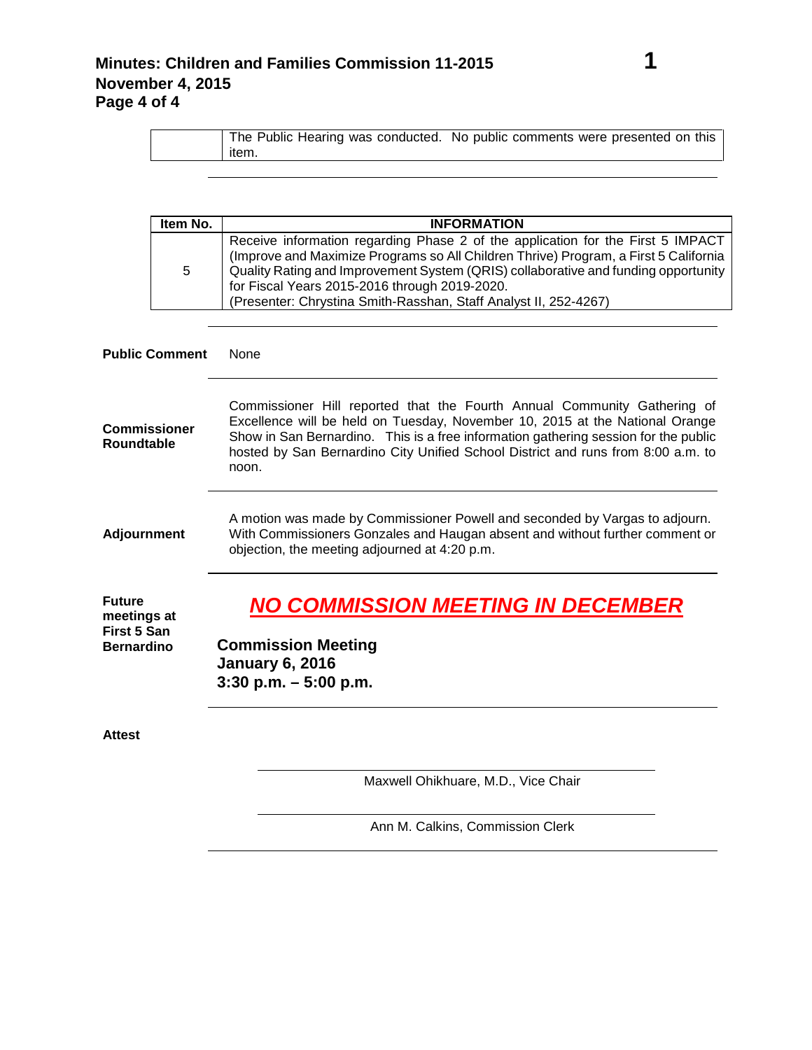| | |
|---|---|
| | The Public Hearing was conducted. No public comments were presented on this item. |

| Item No. | INFORMATION |
|---|---|
| 5 | Receive information regarding Phase 2 of the application for the First 5 IMPACT (Improve and Maximize Programs so All Children Thrive) Program, a First 5 California Quality Rating and Improvement System (QRIS) collaborative and funding opportunity for Fiscal Years 2015-2016 through 2019-2020.<br>(Presenter: Chrystina Smith-Rasshan, Staff Analyst II, 252-4267) |

**Public Comment**

None

**Commissioner Roundtable**

Commissioner Hill reported that the Fourth Annual Community Gathering of Excellence will be held on Tuesday, November 10, 2015 at the National Orange Show in San Bernardino. This is a free information gathering session for the public hosted by San Bernardino City Unified School District and runs from 8:00 a.m. to noon.

**Adjournment**

A motion was made by Commissioner Powell and seconded by Vargas to adjourn. With Commissioners Gonzales and Haugan absent and without further comment or objection, the meeting adjourned at 4:20 p.m.

**Future meetings at First 5 San Bernardino**

***NO COMMISSION MEETING IN DECEMBER***

**Commission Meeting**
**January 6, 2016**
**3:30 p.m. – 5:00 p.m.**

**Attest**

Maxwell Ohikhuare, M.D., Vice Chair

Ann M. Calkins, Commission Clerk